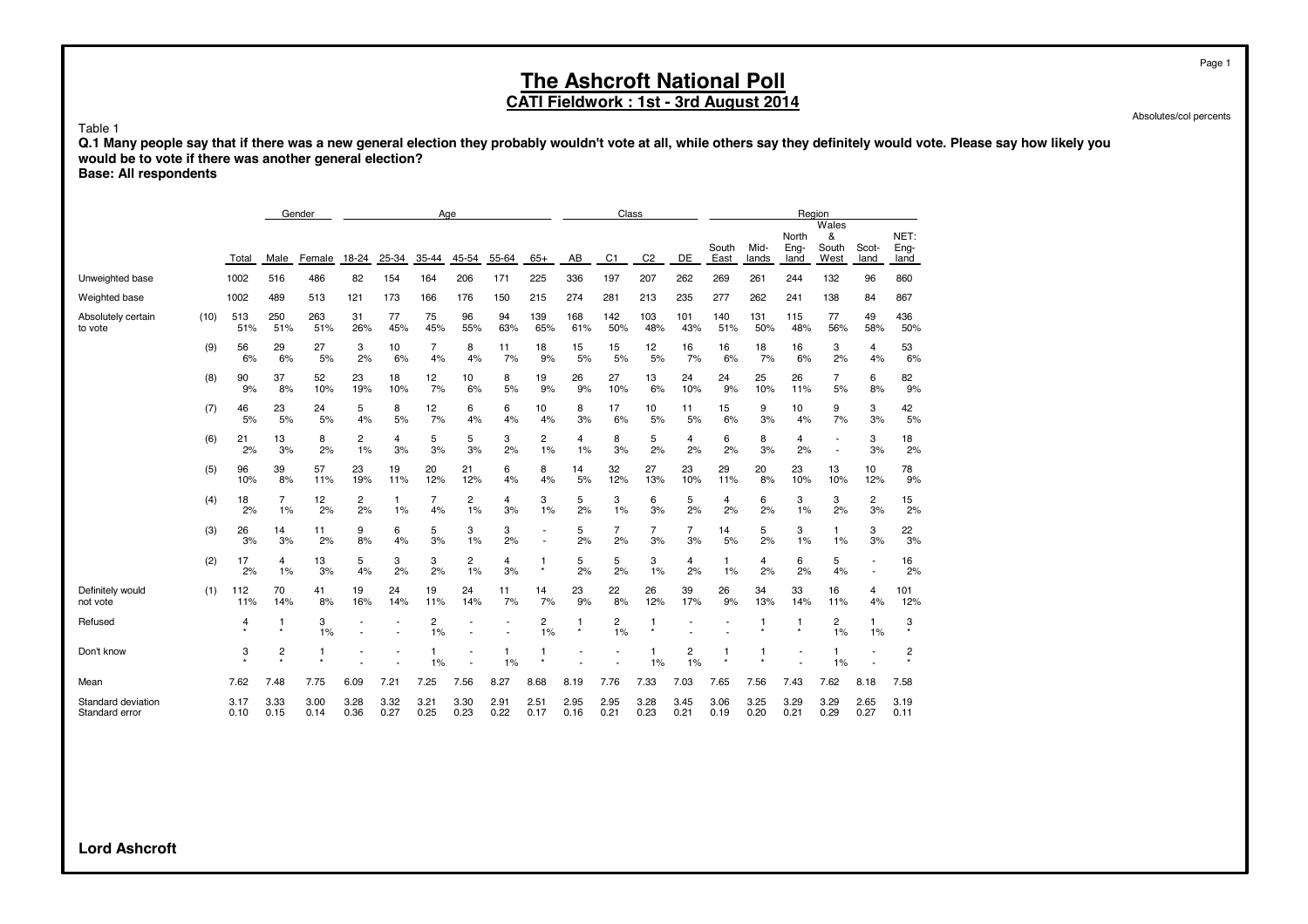# The Ashcroft National Poll

## CATI Fieldwork : 1st - 3rd August 2014

Absolutes/col percents

Table 1

**Q.1 Many people say that if there was a new general election they probably wouldn't vote at all, while others say they definitely would vote. Please say how likely you would be to vote if there was another general election?**

**Base: All respondents**

| | | | Gender | | Age | | | | | | Class | | | | Region | | | | | |
|---|---|---|---|---|---|---|---|---|---|---|---|---|---|---|---|---|---|---|---|---|
| | | Total | Male | Female | 18-24 | 25-34 | 35-44 | 45-54 | 55-64 | 65+ | AB | C1 | C2 | DE | South East | Mid-lands | North Eng-land | Wales & South West | Scot-land | NET: Eng-land |
| Unweighted base | | 1002 | 516 | 486 | 82 | 154 | 164 | 206 | 171 | 225 | 336 | 197 | 207 | 262 | 269 | 261 | 244 | 132 | 96 | 860 |
| Weighted base | | 1002 | 489 | 513 | 121 | 173 | 166 | 176 | 150 | 215 | 274 | 281 | 213 | 235 | 277 | 262 | 241 | 138 | 84 | 867 |
| Absolutely certain to vote | (10) | 513 | 250 | 263 | 31 | 77 | 75 | 96 | 94 | 139 | 168 | 142 | 103 | 101 | 140 | 131 | 115 | 77 | 49 | 436 |
| | | 51% | 51% | 51% | 26% | 45% | 45% | 55% | 63% | 65% | 61% | 50% | 48% | 43% | 51% | 50% | 48% | 56% | 58% | 50% |
| | (9) | 56 | 29 | 27 | 3 | 10 | 7 | 8 | 11 | 18 | 15 | 15 | 12 | 16 | 16 | 18 | 16 | 3 | 4 | 53 |
| | | 6% | 6% | 5% | 2% | 6% | 4% | 4% | 7% | 9% | 5% | 5% | 5% | 7% | 6% | 7% | 6% | 2% | 4% | 6% |
| | (8) | 90 | 37 | 52 | 23 | 18 | 12 | 10 | 8 | 19 | 26 | 27 | 13 | 24 | 24 | 25 | 26 | 7 | 6 | 82 |
| | | 9% | 8% | 10% | 19% | 10% | 7% | 6% | 5% | 9% | 9% | 10% | 6% | 10% | 9% | 10% | 11% | 5% | 8% | 9% |
| | (7) | 46 | 23 | 24 | 5 | 8 | 12 | 6 | 6 | 10 | 8 | 17 | 10 | 11 | 15 | 9 | 10 | 9 | 3 | 42 |
| | | 5% | 5% | 5% | 4% | 5% | 7% | 4% | 4% | 4% | 3% | 6% | 5% | 5% | 6% | 3% | 4% | 7% | 3% | 5% |
| | (6) | 21 | 13 | 8 | 2 | 4 | 5 | 5 | 3 | 2 | 4 | 8 | 5 | 4 | 6 | 8 | 4 | - | 3 | 18 |
| | | 2% | 3% | 2% | 1% | 3% | 3% | 3% | 2% | 1% | 1% | 3% | 2% | 2% | 2% | 3% | 2% | - | 3% | 2% |
| | (5) | 96 | 39 | 57 | 23 | 19 | 20 | 21 | 6 | 8 | 14 | 32 | 27 | 23 | 29 | 20 | 23 | 13 | 10 | 78 |
| | | 10% | 8% | 11% | 19% | 11% | 12% | 12% | 4% | 4% | 5% | 12% | 13% | 10% | 11% | 8% | 10% | 10% | 12% | 9% |
| | (4) | 18 | 7 | 12 | 2 | 1 | 7 | 2 | 4 | 3 | 5 | 3 | 6 | 5 | 4 | 6 | 3 | 3 | 2 | 15 |
| | | 2% | 1% | 2% | 2% | 1% | 4% | 1% | 3% | 1% | 2% | 1% | 3% | 2% | 2% | 2% | 1% | 2% | 3% | 2% |
| | (3) | 26 | 14 | 11 | 9 | 6 | 5 | 3 | 3 | - | 5 | 7 | 7 | 7 | 14 | 5 | 3 | 1 | 3 | 22 |
| | | 3% | 3% | 2% | 8% | 4% | 3% | 1% | 2% | - | 2% | 2% | 3% | 3% | 5% | 2% | 1% | 1% | 3% | 3% |
| | (2) | 17 | 4 | 13 | 5 | 3 | 3 | 2 | 4 | 1 | 5 | 5 | 3 | 4 | 1 | 4 | 6 | 5 | - | 16 |
| | | 2% | 1% | 3% | 4% | 2% | 2% | 1% | 3% | * | 2% | 2% | 1% | 2% | 1% | 2% | 2% | 4% | - | 2% |
| Definitely would not vote | (1) | 112 | 70 | 41 | 19 | 24 | 19 | 24 | 11 | 14 | 23 | 22 | 26 | 39 | 26 | 34 | 33 | 16 | 4 | 101 |
| | | 11% | 14% | 8% | 16% | 14% | 11% | 14% | 7% | 7% | 9% | 8% | 12% | 17% | 9% | 13% | 14% | 11% | 4% | 12% |
| Refused | | 4 | 1 | 3 | - | - | 2 | - | - | 2 | 1 | 2 | 1 | - | - | 1 | 1 | 2 | 1 | 3 |
| | | * | * | 1% | - | - | 1% | - | - | 1% | * | 1% | * | - | - | * | * | 1% | 1% | * |
| Don't know | | 3 | 2 | 1 | - | - | 1 | - | 1 | 1 | - | - | 1 | 2 | 1 | 1 | - | 1 | - | 2 |
| | | * | * | * | - | - | 1% | - | 1% | * | - | - | 1% | 1% | * | * | - | 1% | - | * |
| Mean | | 7.62 | 7.48 | 7.75 | 6.09 | 7.21 | 7.25 | 7.56 | 8.27 | 8.68 | 8.19 | 7.76 | 7.33 | 7.03 | 7.65 | 7.56 | 7.43 | 7.62 | 8.18 | 7.58 |
| Standard deviation | | 3.17 | 3.33 | 3.00 | 3.28 | 3.32 | 3.21 | 3.30 | 2.91 | 2.51 | 2.95 | 2.95 | 3.28 | 3.45 | 3.06 | 3.25 | 3.29 | 3.29 | 2.65 | 3.19 |
| Standard error | | 0.10 | 0.15 | 0.14 | 0.36 | 0.27 | 0.25 | 0.23 | 0.22 | 0.17 | 0.16 | 0.21 | 0.23 | 0.21 | 0.19 | 0.20 | 0.21 | 0.29 | 0.27 | 0.11 |

**Lord Ashcroft**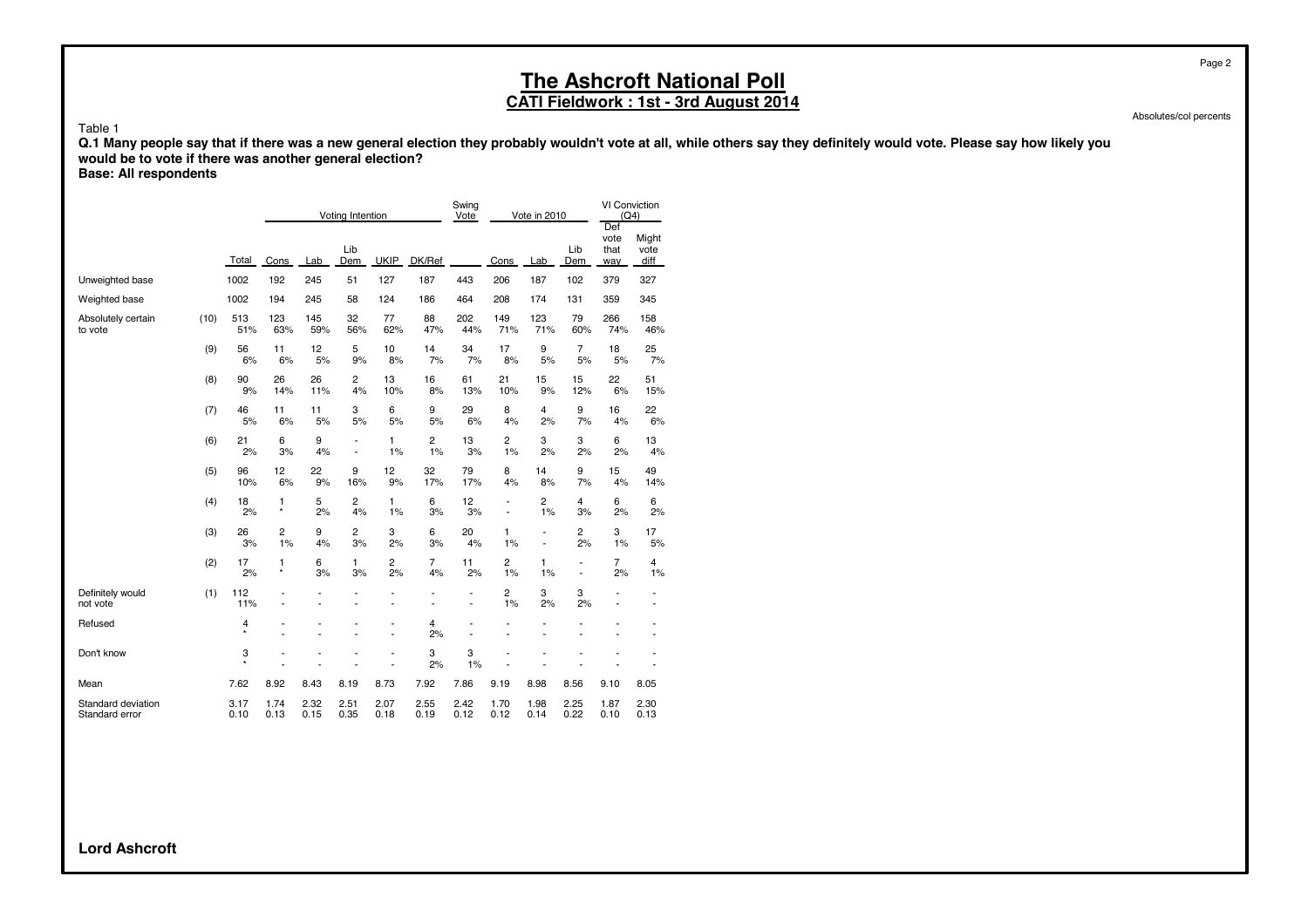# The Ashcroft National Poll

## CATI Fieldwork : 1st - 3rd August 2014

Absolutes/col percents

Table 1

**Q.1 Many people say that if there was a new general election they probably wouldn't vote at all, while others say they definitely would vote. Please say how likely you would be to vote if there was another general election?**

**Base: All respondents**

| | | | Voting Intention | | | | | Swing Vote | Vote in 2010 | | | VI Conviction (Q4) | |
|---|---|---|---|---|---|---|---|---|---|---|---|---|---|
| | | Total | Cons | Lab | Lib Dem | UKIP | DK/Ref | | Cons | Lab | Lib Dem | Def vote that way | Might vote diff |
| Unweighted base | | 1002 | 192 | 245 | 51 | 127 | 187 | 443 | 206 | 187 | 102 | 379 | 327 |
| Weighted base | | 1002 | 194 | 245 | 58 | 124 | 186 | 464 | 208 | 174 | 131 | 359 | 345 |
| Absolutely certain to vote | (10) | 513 | 123 | 145 | 32 | 77 | 88 | 202 | 149 | 123 | 79 | 266 | 158 |
| | | 51% | 63% | 59% | 56% | 62% | 47% | 44% | 71% | 71% | 60% | 74% | 46% |
| | (9) | 56 | 11 | 12 | 5 | 10 | 14 | 34 | 17 | 9 | 7 | 18 | 25 |
| | | 6% | 6% | 5% | 9% | 8% | 7% | 7% | 8% | 5% | 5% | 5% | 7% |
| | (8) | 90 | 26 | 26 | 2 | 13 | 16 | 61 | 21 | 15 | 15 | 22 | 51 |
| | | 9% | 14% | 11% | 4% | 10% | 8% | 13% | 10% | 9% | 12% | 6% | 15% |
| | (7) | 46 | 11 | 11 | 3 | 6 | 9 | 29 | 8 | 4 | 9 | 16 | 22 |
| | | 5% | 6% | 5% | 5% | 5% | 5% | 6% | 4% | 2% | 7% | 4% | 6% |
| | (6) | 21 | 6 | 9 | - | 1 | 2 | 13 | 2 | 3 | 3 | 6 | 13 |
| | | 2% | 3% | 4% | - | 1% | 1% | 3% | 1% | 2% | 2% | 2% | 4% |
| | (5) | 96 | 12 | 22 | 9 | 12 | 32 | 79 | 8 | 14 | 9 | 15 | 49 |
| | | 10% | 6% | 9% | 16% | 9% | 17% | 17% | 4% | 8% | 7% | 4% | 14% |
| | (4) | 18 | 1 | 5 | 2 | 1 | 6 | 12 | - | 2 | 4 | 6 | 6 |
| | | 2% | * | 2% | 4% | 1% | 3% | 3% | - | 1% | 3% | 2% | 2% |
| | (3) | 26 | 2 | 9 | 2 | 3 | 6 | 20 | 1 | - | 2 | 3 | 17 |
| | | 3% | 1% | 4% | 3% | 2% | 3% | 4% | 1% | - | 2% | 1% | 5% |
| | (2) | 17 | 1 | 6 | 1 | 2 | 7 | 11 | 2 | 1 | - | 7 | 4 |
| | | 2% | * | 3% | 3% | 2% | 4% | 2% | 1% | 1% | - | 2% | 1% |
| Definitely would not vote | (1) | 112 | - | - | - | - | - | - | 2 | 3 | 3 | - | - |
| | | 11% | - | - | - | - | - | - | 1% | 2% | 2% | - | - |
| Refused | | 4 | - | - | - | - | 4 | - | - | - | - | - | - |
| | | * | - | - | - | - | 2% | - | - | - | - | - | - |
| Don't know | | 3 | - | - | - | - | 3 | 3 | - | - | - | - | - |
| | | * | - | - | - | - | 2% | 1% | - | - | - | - | - |
| Mean | | 7.62 | 8.92 | 8.43 | 8.19 | 8.73 | 7.92 | 7.86 | 9.19 | 8.98 | 8.56 | 9.10 | 8.05 |
| Standard deviation | | 3.17 | 1.74 | 2.32 | 2.51 | 2.07 | 2.55 | 2.42 | 1.70 | 1.98 | 2.25 | 1.87 | 2.30 |
| Standard error | | 0.10 | 0.13 | 0.15 | 0.35 | 0.18 | 0.19 | 0.12 | 0.12 | 0.14 | 0.22 | 0.10 | 0.13 |

**Lord Ashcroft**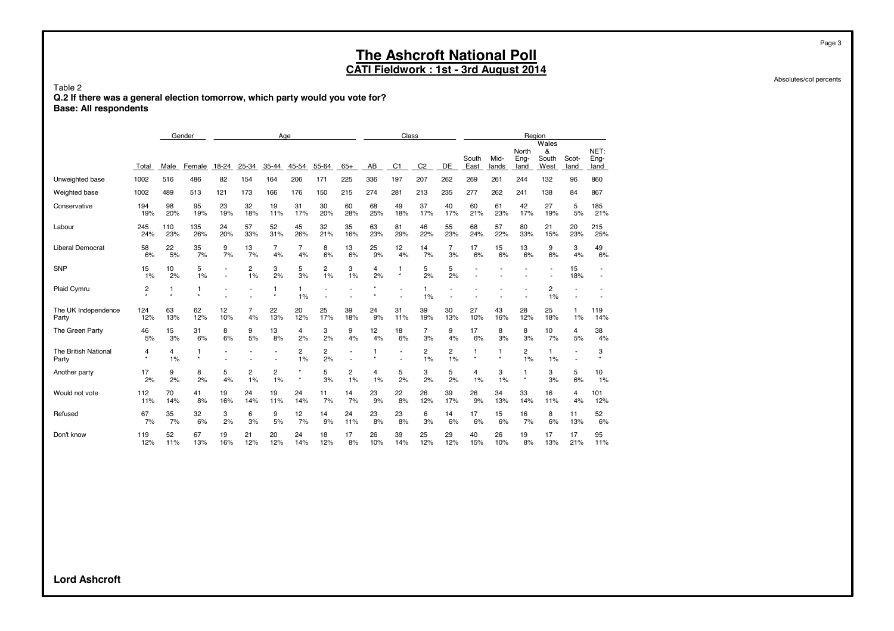# The Ashcroft National Poll

## CATI Fieldwork : 1st - 3rd August 2014

Absolutes/col percents

Table 2

**Q.2 If there was a general election tomorrow, which party would you vote for?**
**Base: All respondents**

| | | Gender | | Age | | | | | | Class | | | | Region | | | | | |
|---|---|---|---|---|---|---|---|---|---|---|---|---|---|---|---|---|---|---|---|
| | Total | Male | Female | 18-24 | 25-34 | 35-44 | 45-54 | 55-64 | 65+ | AB | C1 | C2 | DE | South East | Mid-lands | North Eng-land | Wales & South West | Scot-land | NET: Eng-land |
| Unweighted base | 1002 | 516 | 486 | 82 | 154 | 164 | 206 | 171 | 225 | 336 | 197 | 207 | 262 | 269 | 261 | 244 | 132 | 96 | 860 |
| Weighted base | 1002 | 489 | 513 | 121 | 173 | 166 | 176 | 150 | 215 | 274 | 281 | 213 | 235 | 277 | 262 | 241 | 138 | 84 | 867 |
| Conservative | 194 | 98 | 95 | 23 | 32 | 19 | 31 | 30 | 60 | 68 | 49 | 37 | 40 | 60 | 61 | 42 | 27 | 5 | 185 |
| | 19% | 20% | 19% | 19% | 18% | 11% | 17% | 20% | 28% | 25% | 18% | 17% | 17% | 21% | 23% | 17% | 19% | 5% | 21% |
| Labour | 245 | 110 | 135 | 24 | 57 | 52 | 45 | 32 | 35 | 63 | 81 | 46 | 55 | 68 | 57 | 80 | 21 | 20 | 215 |
| | 24% | 23% | 26% | 20% | 33% | 31% | 26% | 21% | 16% | 23% | 29% | 22% | 23% | 24% | 22% | 33% | 15% | 23% | 25% |
| Liberal Democrat | 58 | 22 | 35 | 9 | 13 | 7 | 7 | 8 | 13 | 25 | 12 | 14 | 7 | 17 | 15 | 13 | 9 | 3 | 49 |
| | 6% | 5% | 7% | 7% | 7% | 4% | 4% | 6% | 6% | 9% | 4% | 7% | 3% | 6% | 6% | 6% | 6% | 4% | 6% |
| SNP | 15 | 10 | 5 | - | 2 | 3 | 5 | 2 | 3 | 4 | 1 | 5 | 5 | - | - | - | - | 15 | - |
| | 1% | 2% | 1% | - | 1% | 2% | 3% | 1% | 1% | 2% | * | 2% | 2% | - | - | - | - | 18% | - |
| Plaid Cymru | 2 | 1 | 1 | - | - | 1 | 1 | - | - | * | - | 1 | - | - | - | - | 2 | - | - |
| | * | * | * | - | - | * | 1% | - | - | * | - | 1% | - | - | - | - | 1% | - | - |
| The UK Independence Party | 124 | 63 | 62 | 12 | 7 | 22 | 20 | 25 | 39 | 24 | 31 | 39 | 30 | 27 | 43 | 28 | 25 | 1 | 119 |
| | 12% | 13% | 12% | 10% | 4% | 13% | 12% | 17% | 18% | 9% | 11% | 19% | 13% | 10% | 16% | 12% | 18% | 1% | 14% |
| The Green Party | 46 | 15 | 31 | 8 | 9 | 13 | 4 | 3 | 9 | 12 | 18 | 7 | 9 | 17 | 8 | 8 | 10 | 4 | 38 |
| | 5% | 3% | 6% | 6% | 5% | 8% | 2% | 2% | 4% | 4% | 6% | 3% | 4% | 6% | 3% | 3% | 7% | 5% | 4% |
| The British National Party | 4 | 4 | 1 | - | - | - | 2 | 2 | - | 1 | - | 2 | 2 | 1 | 1 | 2 | 1 | - | 3 |
| | * | 1% | * | - | - | - | 1% | 2% | - | * | - | 1% | 1% | * | * | 1% | 1% | - | * |
| Another party | 17 | 9 | 8 | 5 | 2 | 2 | * | 5 | 2 | 4 | 5 | 3 | 5 | 4 | 3 | 1 | 3 | 5 | 10 |
| | 2% | 2% | 2% | 4% | 1% | 1% | * | 3% | 1% | 1% | 2% | 2% | 2% | 1% | 1% | * | 3% | 6% | 1% |
| Would not vote | 112 | 70 | 41 | 19 | 24 | 19 | 24 | 11 | 14 | 23 | 22 | 26 | 39 | 26 | 34 | 33 | 16 | 4 | 101 |
| | 11% | 14% | 8% | 16% | 14% | 11% | 14% | 7% | 7% | 8% | 8% | 12% | 17% | 9% | 13% | 14% | 11% | 4% | 12% |
| Refused | 67 | 35 | 32 | 3 | 6 | 9 | 12 | 14 | 24 | 23 | 23 | 6 | 14 | 17 | 15 | 16 | 8 | 11 | 52 |
| | 7% | 7% | 6% | 2% | 3% | 5% | 7% | 9% | 11% | 8% | 8% | 3% | 6% | 6% | 6% | 7% | 6% | 13% | 6% |
| Don't know | 119 | 52 | 67 | 19 | 21 | 20 | 24 | 18 | 17 | 26 | 39 | 25 | 29 | 40 | 26 | 19 | 17 | 17 | 95 |
| | 12% | 11% | 13% | 16% | 12% | 12% | 14% | 12% | 8% | 10% | 14% | 12% | 12% | 15% | 10% | 8% | 13% | 21% | 11% |

**Lord Ashcroft**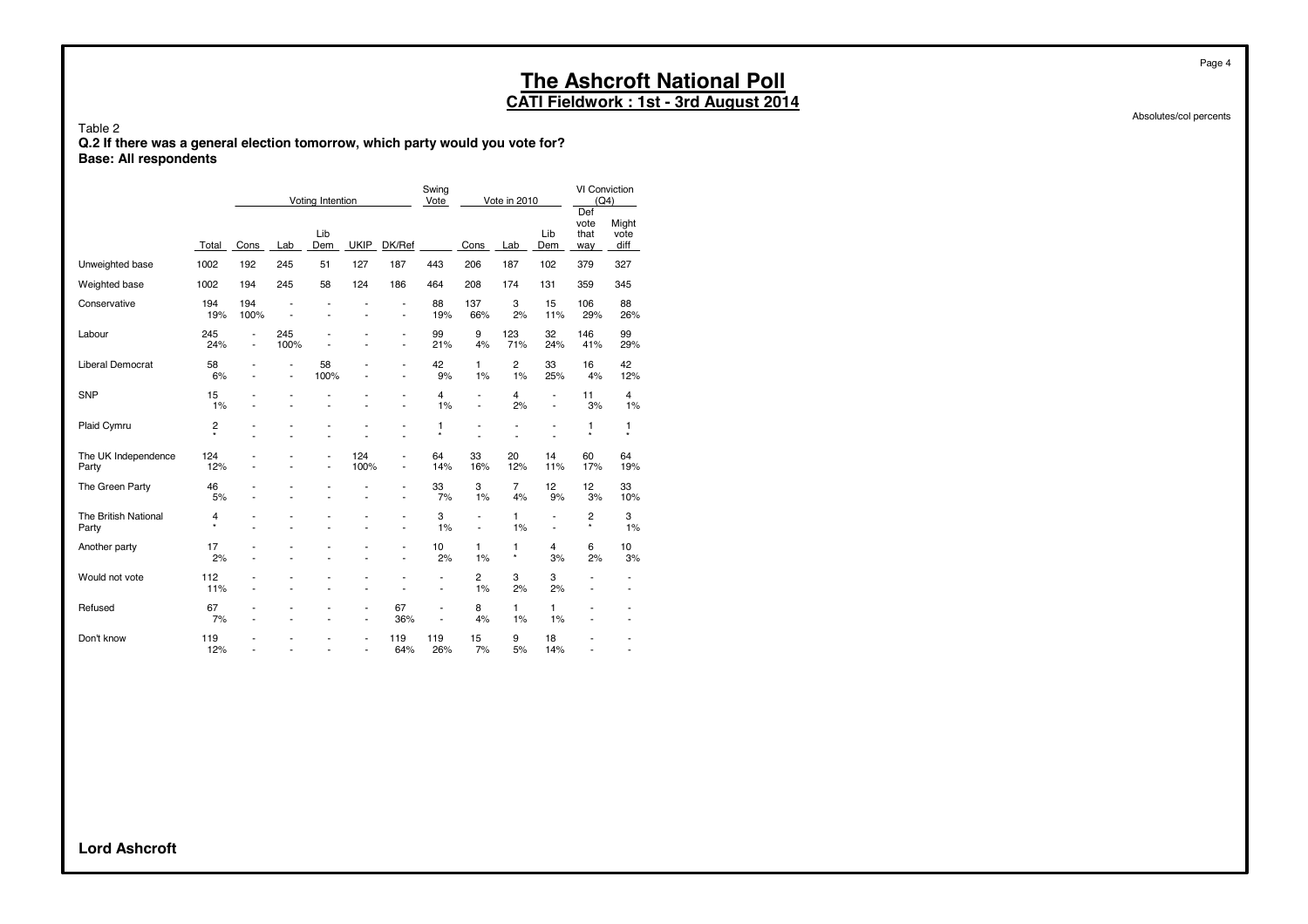# The Ashcroft National Poll

## CATI Fieldwork : 1st - 3rd August 2014

Absolutes/col percents

Table 2
**Q.2 If there was a general election tomorrow, which party would you vote for?**
**Base: All respondents**

| | | Voting Intention | | | | | Swing Vote | Vote in 2010 | | | VI Conviction (Q4) | |
|---|---|---|---|---|---|---|---|---|---|---|---|---|
| | Total | Cons | Lab | Lib Dem | UKIP | DK/Ref | | Cons | Lab | Lib Dem | Def vote that way | Might vote diff |
| Unweighted base | 1002 | 192 | 245 | 51 | 127 | 187 | 443 | 206 | 187 | 102 | 379 | 327 |
| Weighted base | 1002 | 194 | 245 | 58 | 124 | 186 | 464 | 208 | 174 | 131 | 359 | 345 |
| Conservative | 194 | 194 | - | - | - | - | 88 | 137 | 3 | 15 | 106 | 88 |
| | 19% | 100% | - | - | - | - | 19% | 66% | 2% | 11% | 29% | 26% |
| Labour | 245 | - | 245 | - | - | - | 99 | 9 | 123 | 32 | 146 | 99 |
| | 24% | - | 100% | - | - | - | 21% | 4% | 71% | 24% | 41% | 29% |
| Liberal Democrat | 58 | - | - | 58 | - | - | 42 | 1 | 2 | 33 | 16 | 42 |
| | 6% | - | - | 100% | - | - | 9% | 1% | 1% | 25% | 4% | 12% |
| SNP | 15 | - | - | - | - | - | 4 | - | 4 | - | 11 | 4 |
| | 1% | - | - | - | - | - | 1% | - | 2% | - | 3% | 1% |
| Plaid Cymru | 2 | - | - | - | - | - | 1 | - | - | - | 1 | 1 |
| | * | - | - | - | - | - | * | - | - | - | * | * |
| The UK Independence Party | 124 | - | - | - | 124 | - | 64 | 33 | 20 | 14 | 60 | 64 |
| | 12% | - | - | - | 100% | - | 14% | 16% | 12% | 11% | 17% | 19% |
| The Green Party | 46 | - | - | - | - | - | 33 | 3 | 7 | 12 | 12 | 33 |
| | 5% | - | - | - | - | - | 7% | 1% | 4% | 9% | 3% | 10% |
| The British National Party | 4 | - | - | - | - | - | 3 | - | 1 | - | 2 | 3 |
| | * | - | - | - | - | - | 1% | - | 1% | - | * | 1% |
| Another party | 17 | - | - | - | - | - | 10 | 1 | 1 | 4 | 6 | 10 |
| | 2% | - | - | - | - | - | 2% | 1% | * | 3% | 2% | 3% |
| Would not vote | 112 | - | - | - | - | - | - | 2 | 3 | 3 | - | - |
| | 11% | - | - | - | - | - | - | 1% | 2% | 2% | - | - |
| Refused | 67 | - | - | - | - | 67 | - | 8 | 1 | 1 | - | - |
| | 7% | - | - | - | - | 36% | - | 4% | 1% | 1% | - | - |
| Don't know | 119 | - | - | - | - | 119 | 119 | 15 | 9 | 18 | - | - |
| | 12% | - | - | - | - | 64% | 26% | 7% | 5% | 14% | - | - |

**Lord Ashcroft**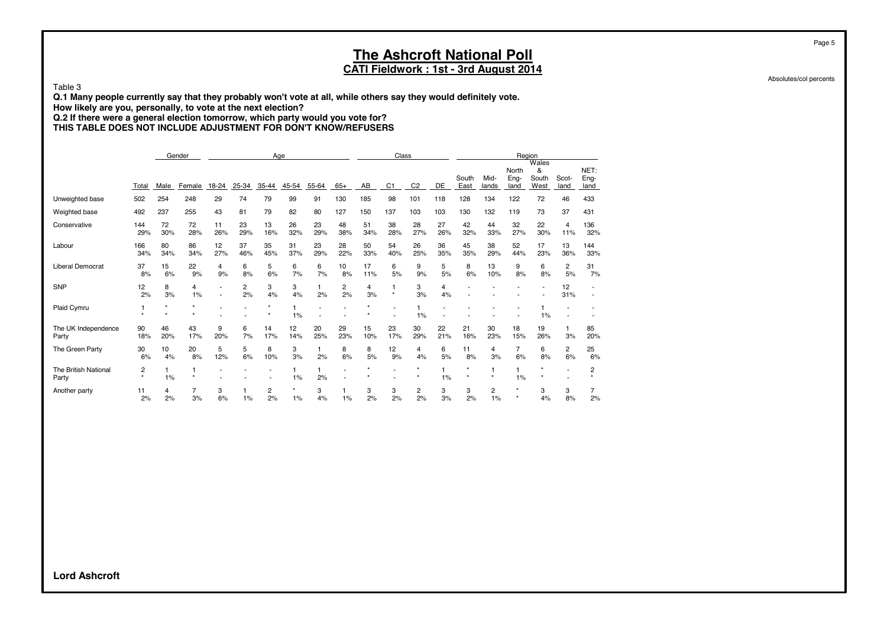# The Ashcroft National Poll

**CATI Fieldwork : 1st - 3rd August 2014**

Absolutes/col percents

Table 3

**Q.1 Many people currently say that they probably won't vote at all, while others say they would definitely vote.**
**How likely are you, personally, to vote at the next election?**
**Q.2 If there were a general election tomorrow, which party would you vote for?**
**THIS TABLE DOES NOT INCLUDE ADJUSTMENT FOR DON'T KNOW/REFUSERS**

| | | Gender | | Age | | | | | | Class | | | | Region | | | | | |
|---|---|---|---|---|---|---|---|---|---|---|---|---|---|---|---|---|---|---|---|
| | Total | Male | Female | 18-24 | 25-34 | 35-44 | 45-54 | 55-64 | 65+ | AB | C1 | C2 | DE | South East | Mid-lands | North Eng-land | Wales & South West | Scot-land | NET: Eng-land |
| Unweighted base | 502 | 254 | 248 | 29 | 74 | 79 | 99 | 91 | 130 | 185 | 98 | 101 | 118 | 128 | 134 | 122 | 72 | 46 | 433 |
| Weighted base | 492 | 237 | 255 | 43 | 81 | 79 | 82 | 80 | 127 | 150 | 137 | 103 | 103 | 130 | 132 | 119 | 73 | 37 | 431 |
| Conservative | 144 | 72 | 72 | 11 | 23 | 13 | 26 | 23 | 48 | 51 | 38 | 28 | 27 | 42 | 44 | 32 | 22 | 4 | 136 |
| | 29% | 30% | 28% | 26% | 29% | 16% | 32% | 29% | 38% | 34% | 28% | 27% | 26% | 32% | 33% | 27% | 30% | 11% | 32% |
| Labour | 166 | 80 | 86 | 12 | 37 | 35 | 31 | 23 | 28 | 50 | 54 | 26 | 36 | 45 | 38 | 52 | 17 | 13 | 144 |
| | 34% | 34% | 34% | 27% | 46% | 45% | 37% | 29% | 22% | 33% | 40% | 25% | 35% | 35% | 29% | 44% | 23% | 36% | 33% |
| Liberal Democrat | 37 | 15 | 22 | 4 | 6 | 5 | 6 | 6 | 10 | 17 | 6 | 9 | 5 | 8 | 13 | 9 | 6 | 2 | 31 |
| | 8% | 6% | 9% | 9% | 8% | 6% | 7% | 7% | 8% | 11% | 5% | 9% | 5% | 6% | 10% | 8% | 8% | 5% | 7% |
| SNP | 12 | 8 | 4 | - | 2 | 3 | 3 | 1 | 2 | 4 | 1 | 3 | 4 | - | - | - | - | 12 | - |
| | 2% | 3% | 1% | - | 2% | 4% | 4% | 2% | 2% | 3% | * | 3% | 4% | - | - | - | - | 31% | - |
| Plaid Cymru | 1 | * | * | - | - | * | 1 | - | - | * | - | 1 | - | - | - | - | 1 | - | - |
| | * | * | * | - | - | * | 1% | - | - | * | - | 1% | - | - | - | - | 1% | - | - |
| The UK Independence Party | 90 | 46 | 43 | 9 | 6 | 14 | 12 | 20 | 29 | 15 | 23 | 30 | 22 | 21 | 30 | 18 | 19 | 1 | 85 |
| | 18% | 20% | 17% | 20% | 7% | 17% | 14% | 25% | 23% | 10% | 17% | 29% | 21% | 16% | 23% | 15% | 26% | 3% | 20% |
| The Green Party | 30 | 10 | 20 | 5 | 5 | 8 | 3 | 1 | 8 | 8 | 12 | 4 | 6 | 11 | 4 | 7 | 6 | 2 | 25 |
| | 6% | 4% | 8% | 12% | 6% | 10% | 3% | 2% | 6% | 5% | 9% | 4% | 5% | 8% | 3% | 6% | 8% | 6% | 6% |
| The British National Party | 2 | 1 | 1 | - | - | - | 1 | 1 | - | * | - | * | 1 | * | 1 | 1 | * | - | 2 |
| | * | 1% | * | - | - | - | 1% | 2% | - | * | - | * | 1% | * | * | 1% | * | - | * |
| Another party | 11 | 4 | 7 | 3 | 1 | 2 | * | 3 | 1 | 3 | 3 | 2 | 3 | 3 | 2 | * | 3 | 3 | 7 |
| | 2% | 2% | 3% | 6% | 1% | 2% | 1% | 4% | 1% | 2% | 2% | 2% | 3% | 2% | 1% | * | 4% | 8% | 2% |

**Lord Ashcroft**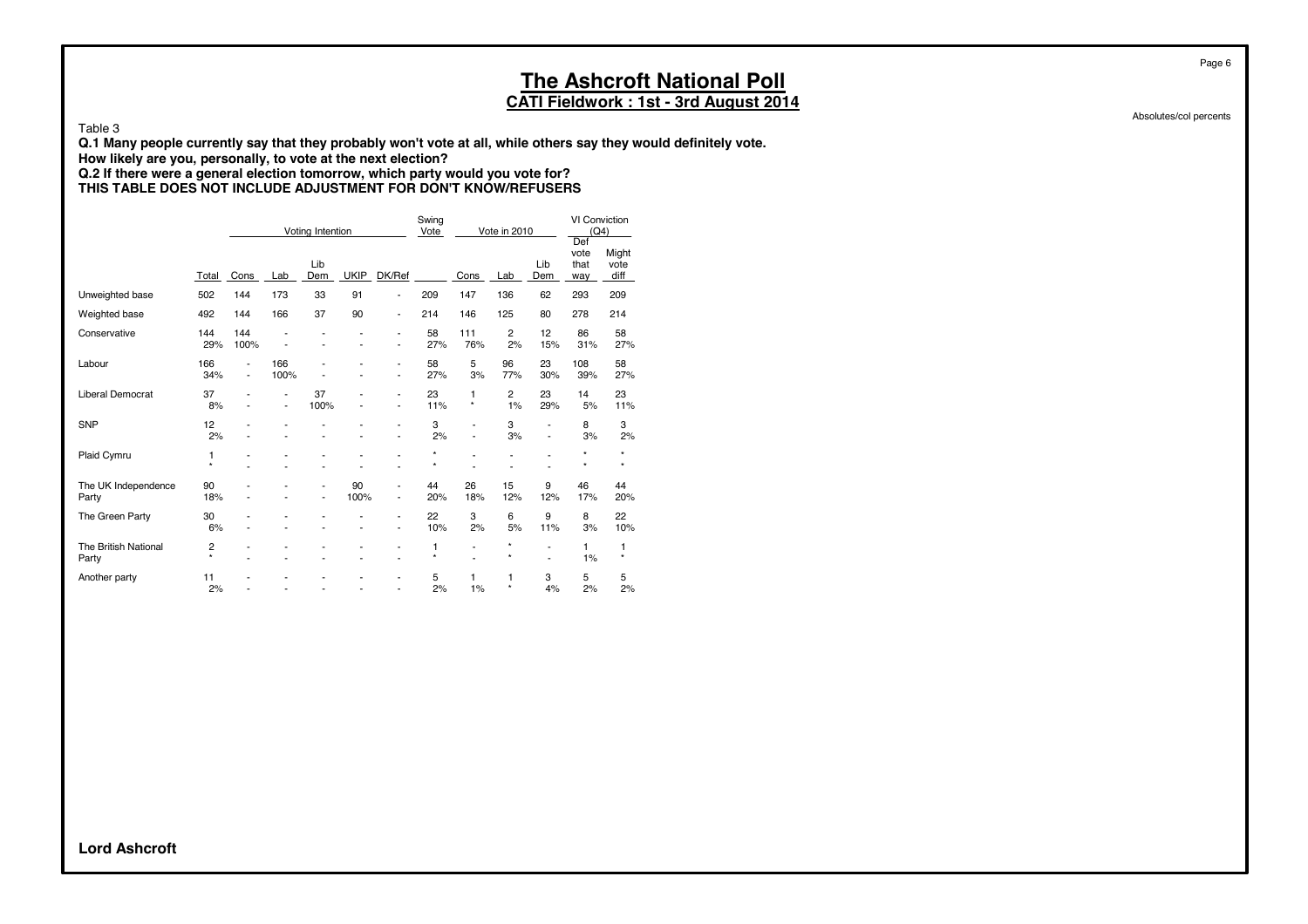# The Ashcroft National Poll

## CATI Fieldwork : 1st - 3rd August 2014

Absolutes/col percents

Table 3

**Q.1 Many people currently say that they probably won't vote at all, while others say they would definitely vote.**
**How likely are you, personally, to vote at the next election?**
**Q.2 If there were a general election tomorrow, which party would you vote for?**
**THIS TABLE DOES NOT INCLUDE ADJUSTMENT FOR DON'T KNOW/REFUSERS**

| | | Voting Intention | | | | | Swing Vote | Vote in 2010 | | | VI Conviction (Q4) | |
|---|---|---|---|---|---|---|---|---|---|---|---|---|
| | Total | Cons | Lab | Lib Dem | UKIP | DK/Ref | | Cons | Lab | Lib Dem | Def vote that way | Might vote diff |
| Unweighted base | 502 | 144 | 173 | 33 | 91 | - | 209 | 147 | 136 | 62 | 293 | 209 |
| Weighted base | 492 | 144 | 166 | 37 | 90 | - | 214 | 146 | 125 | 80 | 278 | 214 |
| Conservative | 144 | 144 | - | - | - | - | 58 | 111 | 2 | 12 | 86 | 58 |
| | 29% | 100% | - | - | - | - | 27% | 76% | 2% | 15% | 31% | 27% |
| Labour | 166 | - | 166 | - | - | - | 58 | 5 | 96 | 23 | 108 | 58 |
| | 34% | - | 100% | - | - | - | 27% | 3% | 77% | 30% | 39% | 27% |
| Liberal Democrat | 37 | - | - | 37 | - | - | 23 | 1 | 2 | 23 | 14 | 23 |
| | 8% | - | - | 100% | - | - | 11% | * | 1% | 29% | 5% | 11% |
| SNP | 12 | - | - | - | - | - | 3 | - | 3 | - | 8 | 3 |
| | 2% | - | - | - | - | - | 2% | - | 3% | - | 3% | 2% |
| Plaid Cymru | 1 | - | - | - | - | - | * | - | - | - | * | * |
| | * | - | - | - | - | - | * | - | - | - | * | * |
| The UK Independence Party | 90 | - | - | - | 90 | - | 44 | 26 | 15 | 9 | 46 | 44 |
| | 18% | - | - | - | 100% | - | 20% | 18% | 12% | 12% | 17% | 20% |
| The Green Party | 30 | - | - | - | - | - | 22 | 3 | 6 | 9 | 8 | 22 |
| | 6% | - | - | - | - | - | 10% | 2% | 5% | 11% | 3% | 10% |
| The British National Party | 2 | - | - | - | - | - | 1 | - | * | - | 1 | 1 |
| | * | - | - | - | - | - | * | - | * | - | 1% | * |
| Another party | 11 | - | - | - | - | - | 5 | 1 | 1 | 3 | 5 | 5 |
| | 2% | - | - | - | - | - | 2% | 1% | * | 4% | 2% | 2% |

**Lord Ashcroft**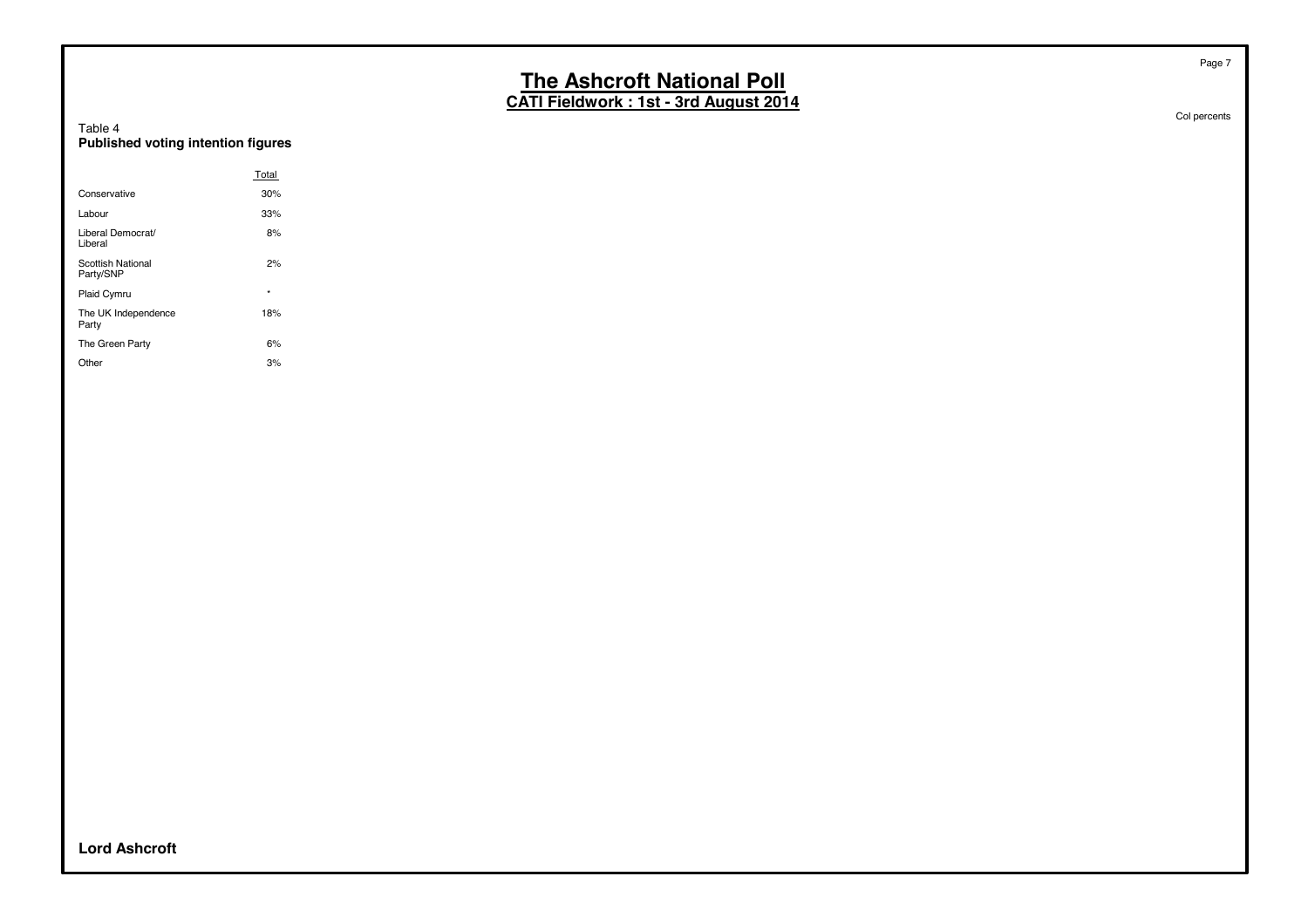# The Ashcroft National Poll

## CATI Fieldwork : 1st - 3rd August 2014

Col percents

Table 4
**Published voting intention figures**

| | Total |
|---|---|
| Conservative | 30% |
| Labour | 33% |
| Liberal Democrat/ Liberal | 8% |
| Scottish National Party/SNP | 2% |
| Plaid Cymru | * |
| The UK Independence Party | 18% |
| The Green Party | 6% |
| Other | 3% |

**Lord Ashcroft**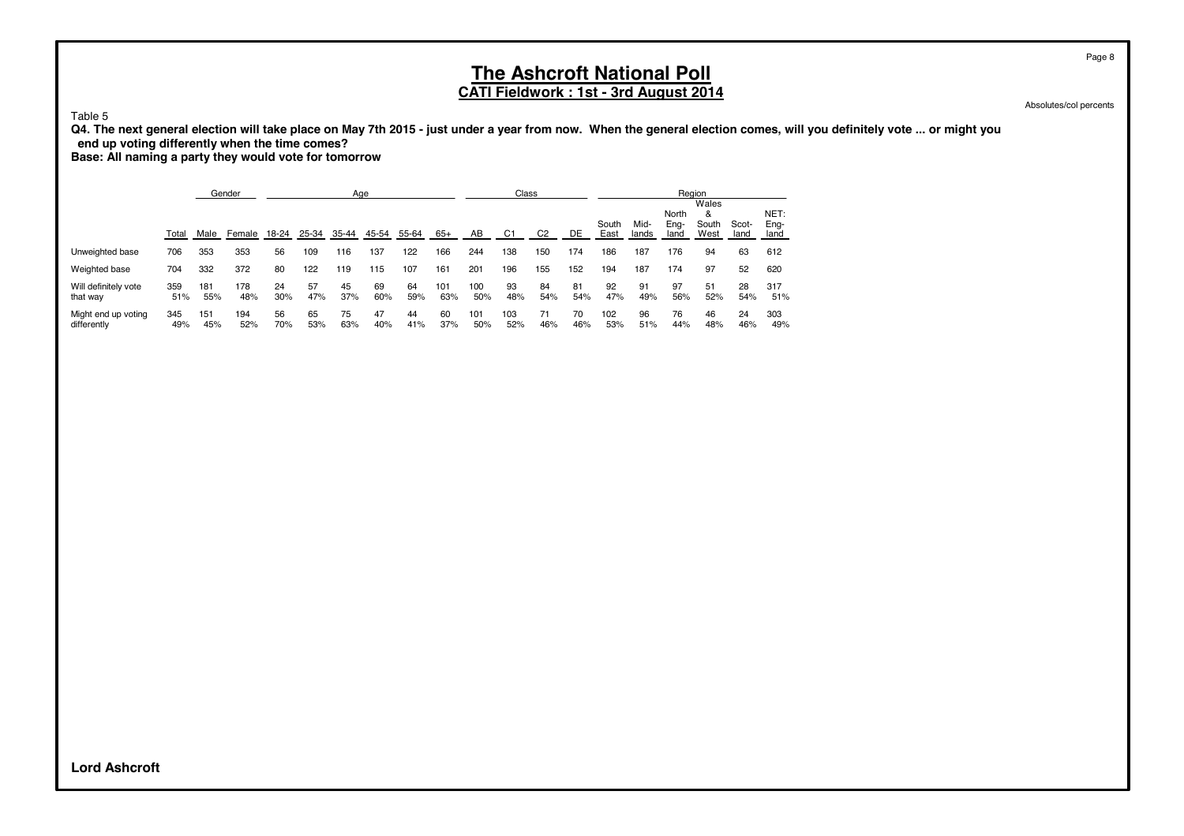# The Ashcroft National Poll

## CATI Fieldwork : 1st - 3rd August 2014

Absolutes/col percents

Table 5

**Q4. The next general election will take place on May 7th 2015 - just under a year from now. When the general election comes, will you definitely vote ... or might you end up voting differently when the time comes?**

**Base: All naming a party they would vote for tomorrow**

| | | Gender | | Age | | | | | | Class | | | | Region | | | | | |
|---|---|---|---|---|---|---|---|---|---|---|---|---|---|---|---|---|---|---|---|
| | Total | Male | Female | 18-24 | 25-34 | 35-44 | 45-54 | 55-64 | 65+ | AB | C1 | C2 | DE | South East | Mid-lands | North Eng-land | Wales & South West | Scot-land | NET: Eng-land |
| Unweighted base | 706 | 353 | 353 | 56 | 109 | 116 | 137 | 122 | 166 | 244 | 138 | 150 | 174 | 186 | 187 | 176 | 94 | 63 | 612 |
| Weighted base | 704 | 332 | 372 | 80 | 122 | 119 | 115 | 107 | 161 | 201 | 196 | 155 | 152 | 194 | 187 | 174 | 97 | 52 | 620 |
| Will definitely vote that way | 359 | 181 | 178 | 24 | 57 | 45 | 69 | 64 | 101 | 100 | 93 | 84 | 81 | 92 | 91 | 97 | 51 | 28 | 317 |
| | 51% | 55% | 48% | 30% | 47% | 37% | 60% | 59% | 63% | 50% | 48% | 54% | 54% | 47% | 49% | 56% | 52% | 54% | 51% |
| Might end up voting differently | 345 | 151 | 194 | 56 | 65 | 75 | 47 | 44 | 60 | 101 | 103 | 71 | 70 | 102 | 96 | 76 | 46 | 24 | 303 |
| | 49% | 45% | 52% | 70% | 53% | 63% | 40% | 41% | 37% | 50% | 52% | 46% | 46% | 53% | 51% | 44% | 48% | 46% | 49% |

**Lord Ashcroft**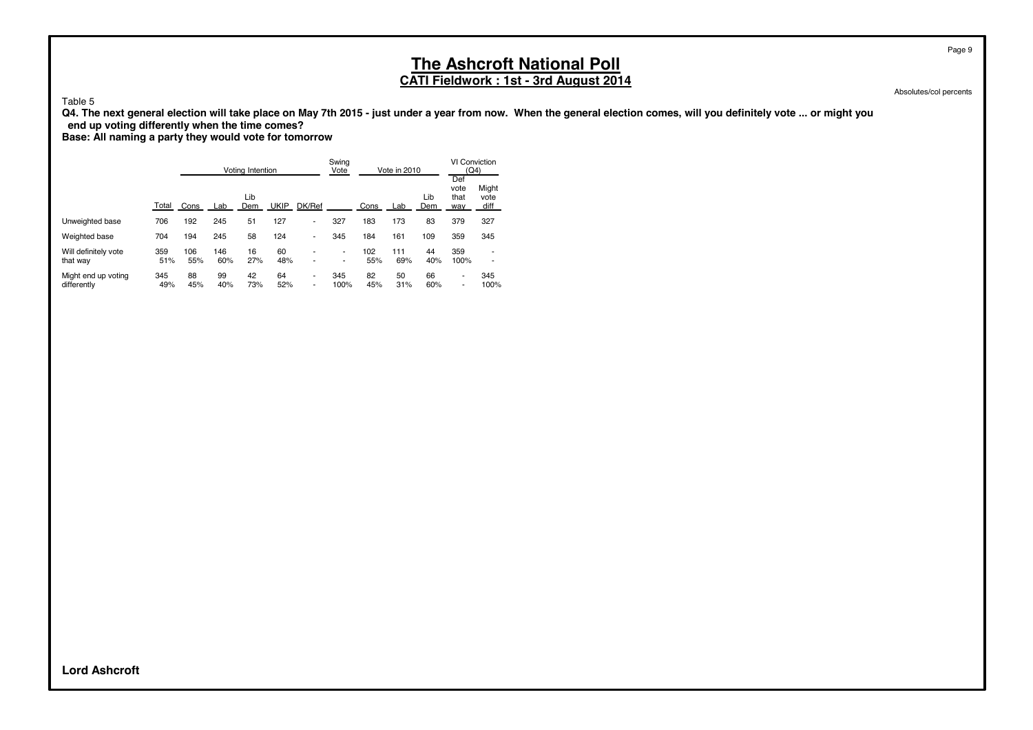# The Ashcroft National Poll

**CATI Fieldwork : 1st - 3rd August 2014**

Absolutes/col percents

Table 5

**Q4. The next general election will take place on May 7th 2015 - just under a year from now. When the general election comes, will you definitely vote ... or might you end up voting differently when the time comes?**

**Base: All naming a party they would vote for tomorrow**

| | | Voting Intention | | | | | Swing Vote | Vote in 2010 | | | VI Conviction (Q4) | |
|---|---|---|---|---|---|---|---|---|---|---|---|---|
| | Total | Cons | Lab | Lib Dem | UKIP | DK/Ref | | Cons | Lab | Lib Dem | Def vote that way | Might vote diff |
| Unweighted base | 706 | 192 | 245 | 51 | 127 | - | 327 | 183 | 173 | 83 | 379 | 327 |
| Weighted base | 704 | 194 | 245 | 58 | 124 | - | 345 | 184 | 161 | 109 | 359 | 345 |
| Will definitely vote that way | 359 | 106 | 146 | 16 | 60 | - | - | 102 | 111 | 44 | 359 | - |
| | 51% | 55% | 60% | 27% | 48% | - | - | 55% | 69% | 40% | 100% | - |
| Might end up voting differently | 345 | 88 | 99 | 42 | 64 | - | 345 | 82 | 50 | 66 | - | 345 |
| | 49% | 45% | 40% | 73% | 52% | - | 100% | 45% | 31% | 60% | - | 100% |

**Lord Ashcroft**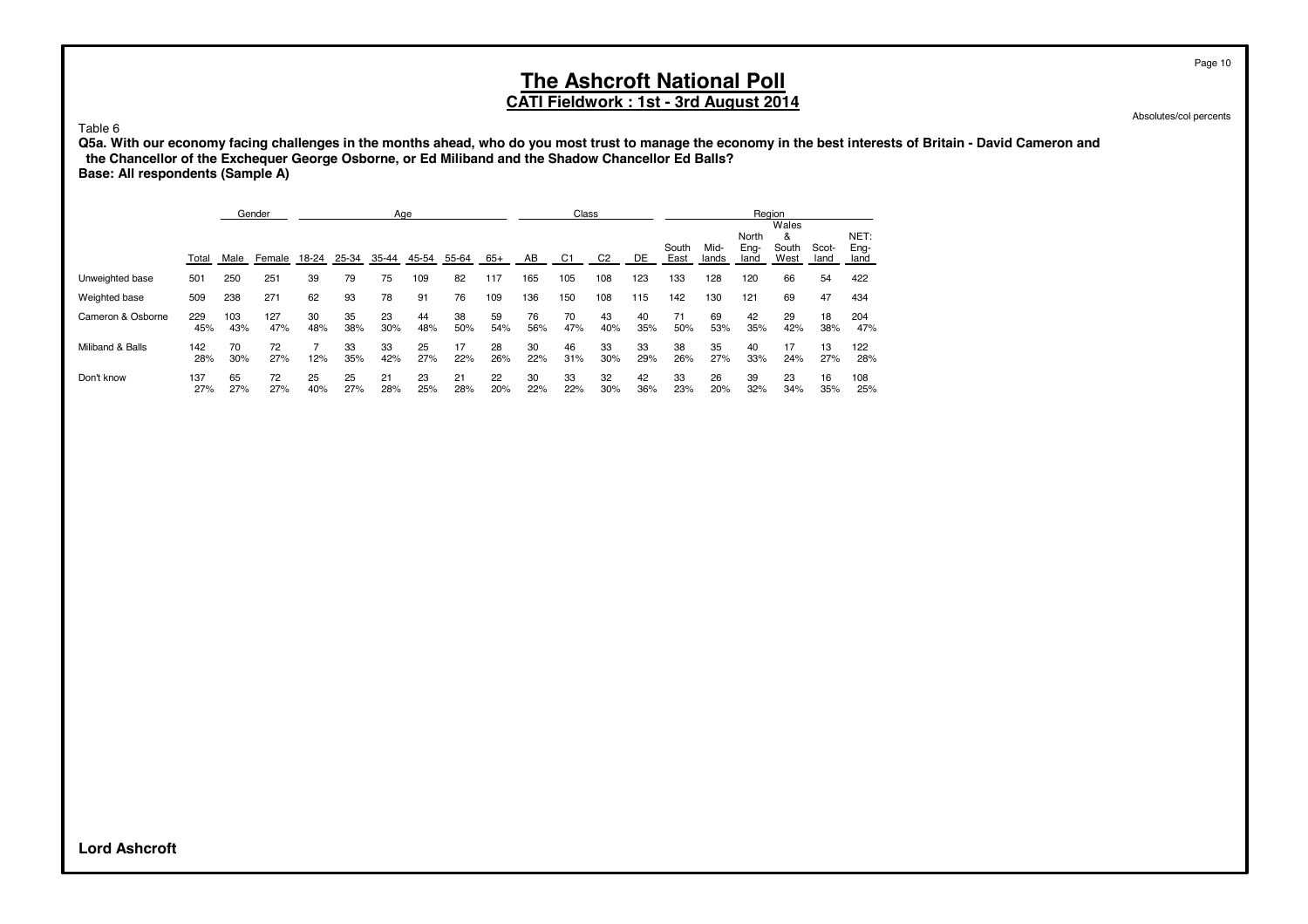# The Ashcroft National Poll

## CATI Fieldwork : 1st - 3rd August 2014

Absolutes/col percents

Table 6

**Q5a. With our economy facing challenges in the months ahead, who do you most trust to manage the economy in the best interests of Britain - David Cameron and the Chancellor of the Exchequer George Osborne, or Ed Miliband and the Shadow Chancellor Ed Balls?**
**Base: All respondents (Sample A)**

| | | Gender | | Age | | | | | | Class | | | | Region | | | | | |
|---|---|---|---|---|---|---|---|---|---|---|---|---|---|---|---|---|---|---|---|
| | Total | Male | Female | 18-24 | 25-34 | 35-44 | 45-54 | 55-64 | 65+ | AB | C1 | C2 | DE | South East | Mid-lands | North Eng-land | Wales & South West | Scot-land | NET: Eng-land |
| Unweighted base | 501 | 250 | 251 | 39 | 79 | 75 | 109 | 82 | 117 | 165 | 105 | 108 | 123 | 133 | 128 | 120 | 66 | 54 | 422 |
| Weighted base | 509 | 238 | 271 | 62 | 93 | 78 | 91 | 76 | 109 | 136 | 150 | 108 | 115 | 142 | 130 | 121 | 69 | 47 | 434 |
| Cameron & Osborne | 229 | 103 | 127 | 30 | 35 | 23 | 44 | 38 | 59 | 76 | 70 | 43 | 40 | 71 | 69 | 42 | 29 | 18 | 204 |
| | 45% | 43% | 47% | 48% | 38% | 30% | 48% | 50% | 54% | 56% | 47% | 40% | 35% | 50% | 53% | 35% | 42% | 38% | 47% |
| Miliband & Balls | 142 | 70 | 72 | 7 | 33 | 33 | 25 | 17 | 28 | 30 | 46 | 33 | 33 | 38 | 35 | 40 | 17 | 13 | 122 |
| | 28% | 30% | 27% | 12% | 35% | 42% | 27% | 22% | 26% | 22% | 31% | 30% | 29% | 26% | 27% | 33% | 24% | 27% | 28% |
| Don't know | 137 | 65 | 72 | 25 | 25 | 21 | 23 | 21 | 22 | 30 | 33 | 32 | 42 | 33 | 26 | 39 | 23 | 16 | 108 |
| | 27% | 27% | 27% | 40% | 27% | 28% | 25% | 28% | 20% | 22% | 22% | 30% | 36% | 23% | 20% | 32% | 34% | 35% | 25% |

**Lord Ashcroft**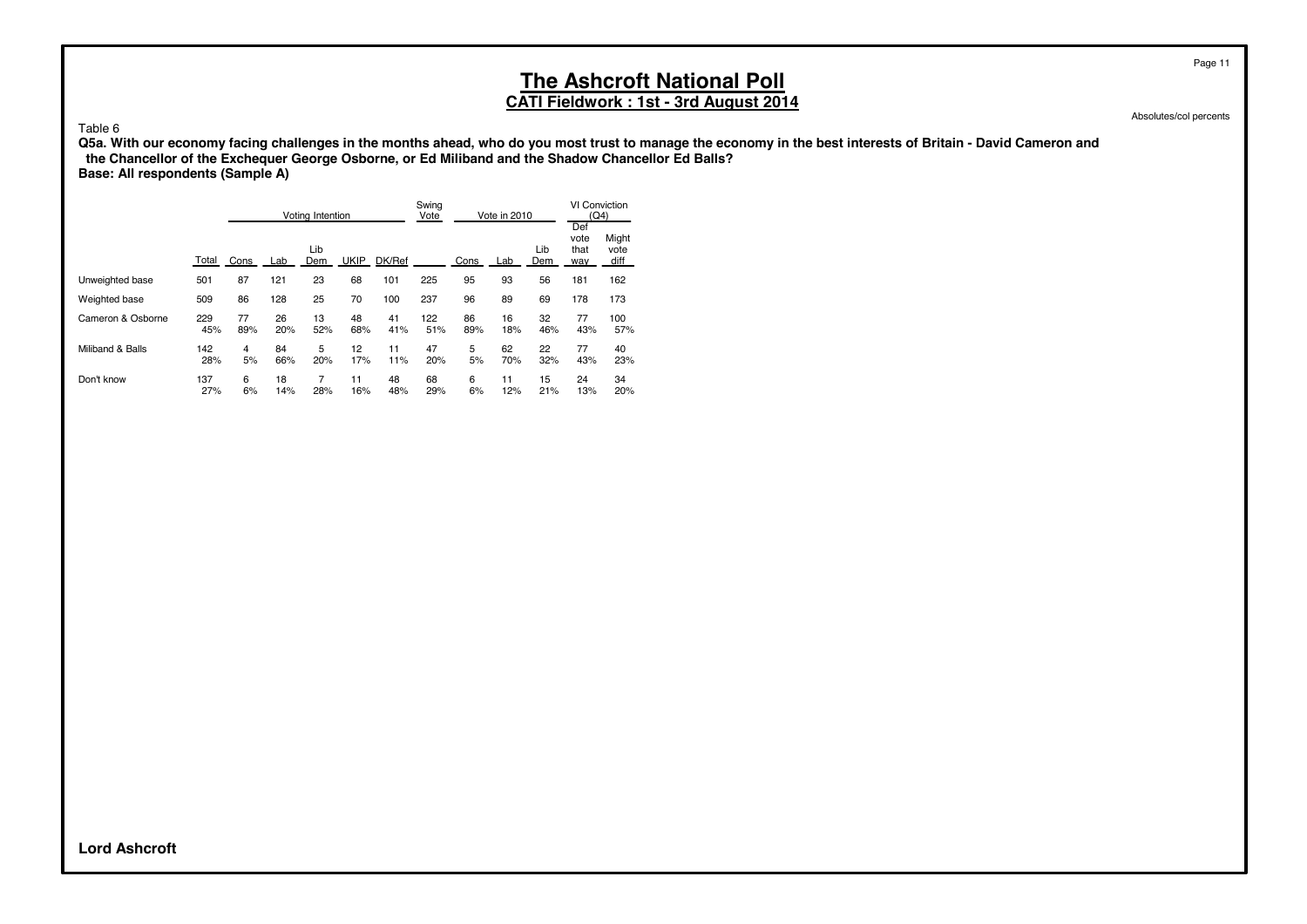# The Ashcroft National Poll

## CATI Fieldwork : 1st - 3rd August 2014

Absolutes/col percents

Table 6

**Q5a. With our economy facing challenges in the months ahead, who do you most trust to manage the economy in the best interests of Britain - David Cameron and the Chancellor of the Exchequer George Osborne, or Ed Miliband and the Shadow Chancellor Ed Balls?**
**Base: All respondents (Sample A)**

| | | Voting Intention | | | | | Swing Vote | Vote in 2010 | | | VI Conviction (Q4) | |
|---|---|---|---|---|---|---|---|---|---|---|---|---|
| | Total | Cons | Lab | Lib Dem | UKIP | DK/Ref | | Cons | Lab | Lib Dem | Def vote that way | Might vote diff |
| Unweighted base | 501 | 87 | 121 | 23 | 68 | 101 | 225 | 95 | 93 | 56 | 181 | 162 |
| Weighted base | 509 | 86 | 128 | 25 | 70 | 100 | 237 | 96 | 89 | 69 | 178 | 173 |
| Cameron & Osborne | 229 | 77 | 26 | 13 | 48 | 41 | 122 | 86 | 16 | 32 | 77 | 100 |
| | 45% | 89% | 20% | 52% | 68% | 41% | 51% | 89% | 18% | 46% | 43% | 57% |
| Miliband & Balls | 142 | 4 | 84 | 5 | 12 | 11 | 47 | 5 | 62 | 22 | 77 | 40 |
| | 28% | 5% | 66% | 20% | 17% | 11% | 20% | 5% | 70% | 32% | 43% | 23% |
| Don't know | 137 | 6 | 18 | 7 | 11 | 48 | 68 | 6 | 11 | 15 | 24 | 34 |
| | 27% | 6% | 14% | 28% | 16% | 48% | 29% | 6% | 12% | 21% | 13% | 20% |

**Lord Ashcroft**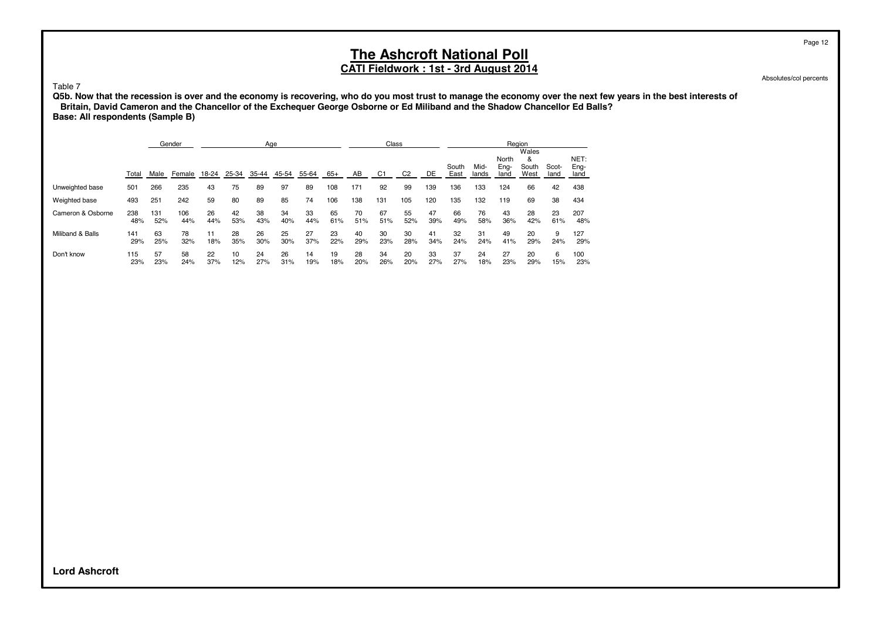# The Ashcroft National Poll

## CATI Fieldwork : 1st - 3rd August 2014

Absolutes/col percents

Table 7

**Q5b. Now that the recession is over and the economy is recovering, who do you most trust to manage the economy over the next few years in the best interests of Britain, David Cameron and the Chancellor of the Exchequer George Osborne or Ed Miliband and the Shadow Chancellor Ed Balls?**
**Base: All respondents (Sample B)**

| | | Gender | | Age | | | | | | Class | | | | Region | | | | | |
|---|---|---|---|---|---|---|---|---|---|---|---|---|---|---|---|---|---|---|---|
| | Total | Male | Female | 18-24 | 25-34 | 35-44 | 45-54 | 55-64 | 65+ | AB | C1 | C2 | DE | South East | Mid-lands | North Eng-land | Wales & South West | Scot-land | NET: Eng-land |
| Unweighted base | 501 | 266 | 235 | 43 | 75 | 89 | 97 | 89 | 108 | 171 | 92 | 99 | 139 | 136 | 133 | 124 | 66 | 42 | 438 |
| Weighted base | 493 | 251 | 242 | 59 | 80 | 89 | 85 | 74 | 106 | 138 | 131 | 105 | 120 | 135 | 132 | 119 | 69 | 38 | 434 |
| Cameron & Osborne | 238 | 131 | 106 | 26 | 42 | 38 | 34 | 33 | 65 | 70 | 67 | 55 | 47 | 66 | 76 | 43 | 28 | 23 | 207 |
| | 48% | 52% | 44% | 44% | 53% | 43% | 40% | 44% | 61% | 51% | 51% | 52% | 39% | 49% | 58% | 36% | 42% | 61% | 48% |
| Miliband & Balls | 141 | 63 | 78 | 11 | 28 | 26 | 25 | 27 | 23 | 40 | 30 | 30 | 41 | 32 | 31 | 49 | 20 | 9 | 127 |
| | 29% | 25% | 32% | 18% | 35% | 30% | 30% | 37% | 22% | 29% | 23% | 28% | 34% | 24% | 24% | 41% | 29% | 24% | 29% |
| Don't know | 115 | 57 | 58 | 22 | 10 | 24 | 26 | 14 | 19 | 28 | 34 | 20 | 33 | 37 | 24 | 27 | 20 | 6 | 100 |
| | 23% | 23% | 24% | 37% | 12% | 27% | 31% | 19% | 18% | 20% | 26% | 20% | 27% | 27% | 18% | 23% | 29% | 15% | 23% |

**Lord Ashcroft**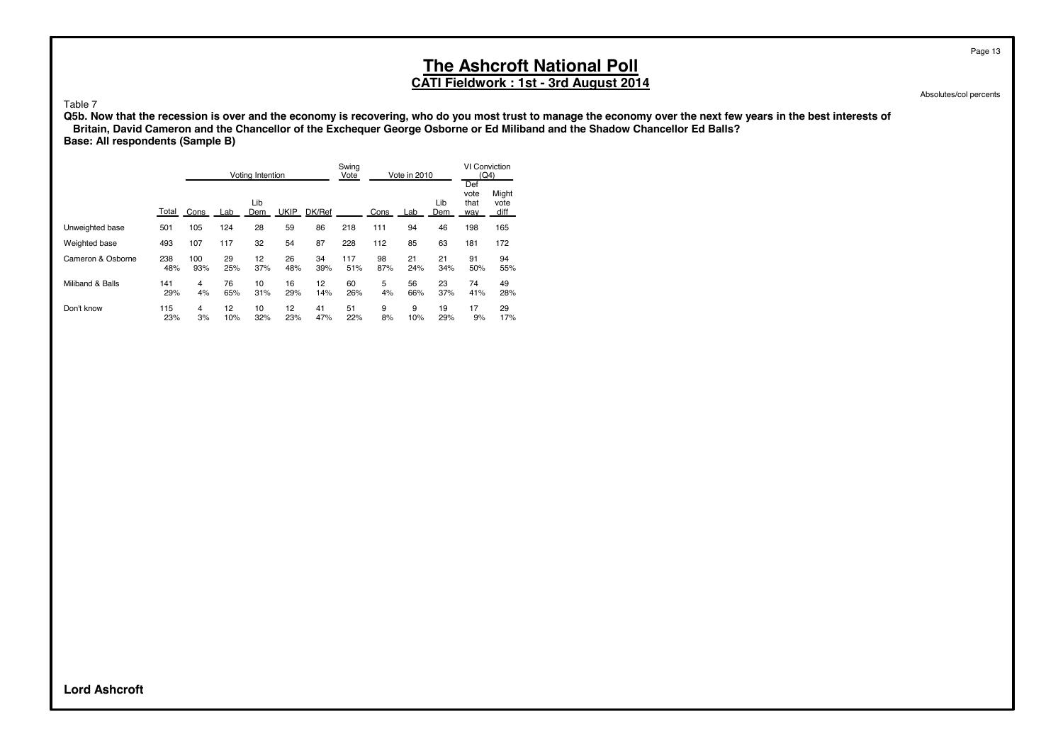# The Ashcroft National Poll

**CATI Fieldwork : 1st - 3rd August 2014**

Absolutes/col percents

Table 7

**Q5b. Now that the recession is over and the economy is recovering, who do you most trust to manage the economy over the next few years in the best interests of Britain, David Cameron and the Chancellor of the Exchequer George Osborne or Ed Miliband and the Shadow Chancellor Ed Balls?**

**Base: All respondents (Sample B)**

| | | Voting Intention | | | | | Swing Vote | Vote in 2010 | | | VI Conviction (Q4) | |
|---|---|---|---|---|---|---|---|---|---|---|---|---|
| | Total | Cons | Lab | Lib Dem | UKIP | DK/Ref | | Cons | Lab | Lib Dem | Def vote that way | Might vote diff |
| Unweighted base | 501 | 105 | 124 | 28 | 59 | 86 | 218 | 111 | 94 | 46 | 198 | 165 |
| Weighted base | 493 | 107 | 117 | 32 | 54 | 87 | 228 | 112 | 85 | 63 | 181 | 172 |
| Cameron & Osborne | 238 | 100 | 29 | 12 | 26 | 34 | 117 | 98 | 21 | 21 | 91 | 94 |
| | 48% | 93% | 25% | 37% | 48% | 39% | 51% | 87% | 24% | 34% | 50% | 55% |
| Miliband & Balls | 141 | 4 | 76 | 10 | 16 | 12 | 60 | 5 | 56 | 23 | 74 | 49 |
| | 29% | 4% | 65% | 31% | 29% | 14% | 26% | 4% | 66% | 37% | 41% | 28% |
| Don't know | 115 | 4 | 12 | 10 | 12 | 41 | 51 | 9 | 9 | 19 | 17 | 29 |
| | 23% | 3% | 10% | 32% | 23% | 47% | 22% | 8% | 10% | 29% | 9% | 17% |

**Lord Ashcroft**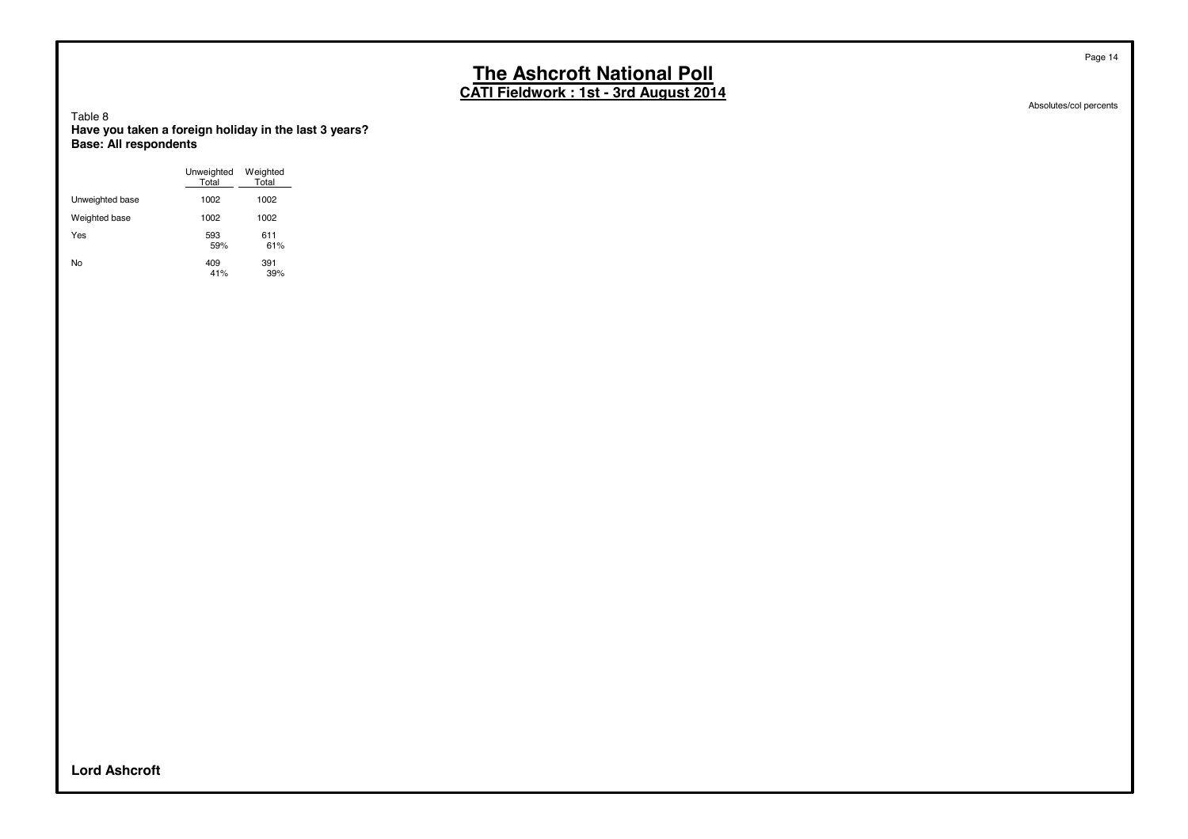# The Ashcroft National Poll

## CATI Fieldwork : 1st - 3rd August 2014

Absolutes/col percents

Table 8

**Have you taken a foreign holiday in the last 3 years?**
**Base: All respondents**

| | Unweighted Total | Weighted Total |
|---|---|---|
| Unweighted base | 1002 | 1002 |
| Weighted base | 1002 | 1002 |
| Yes | 593<br>59% | 611<br>61% |
| No | 409<br>41% | 391<br>39% |

**Lord Ashcroft**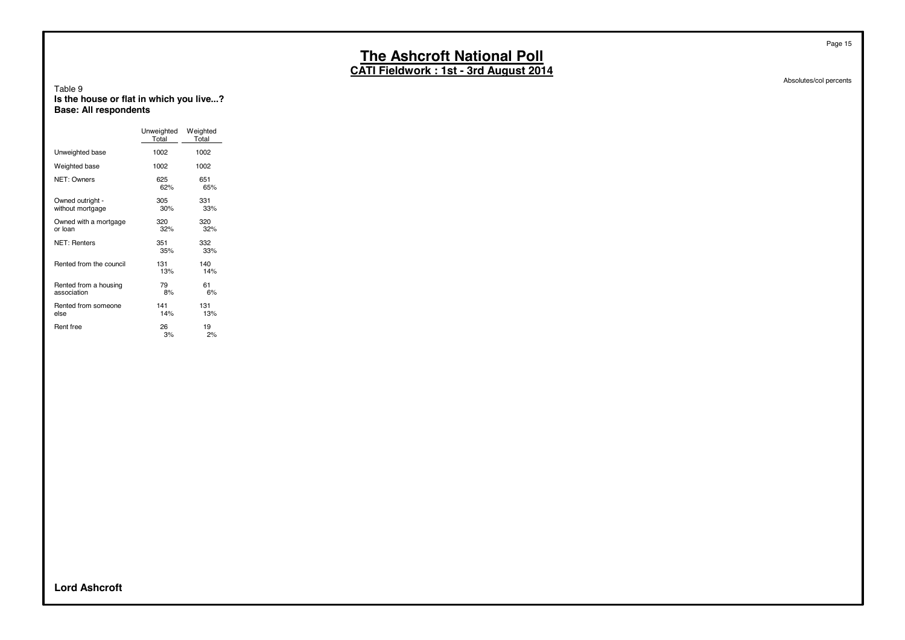# The Ashcroft National Poll

## CATI Fieldwork : 1st - 3rd August 2014

Absolutes/col percents

Table 9
**Is the house or flat in which you live...?**
**Base: All respondents**

| | Unweighted Total | Weighted Total |
|---|---|---|
| Unweighted base | 1002 | 1002 |
| Weighted base | 1002 | 1002 |
| NET: Owners | 625<br>62% | 651<br>65% |
| Owned outright - without mortgage | 305<br>30% | 331<br>33% |
| Owned with a mortgage or loan | 320<br>32% | 320<br>32% |
| NET: Renters | 351<br>35% | 332<br>33% |
| Rented from the council | 131<br>13% | 140<br>14% |
| Rented from a housing association | 79<br>8% | 61<br>6% |
| Rented from someone else | 141<br>14% | 131<br>13% |
| Rent free | 26<br>3% | 19<br>2% |

**Lord Ashcroft**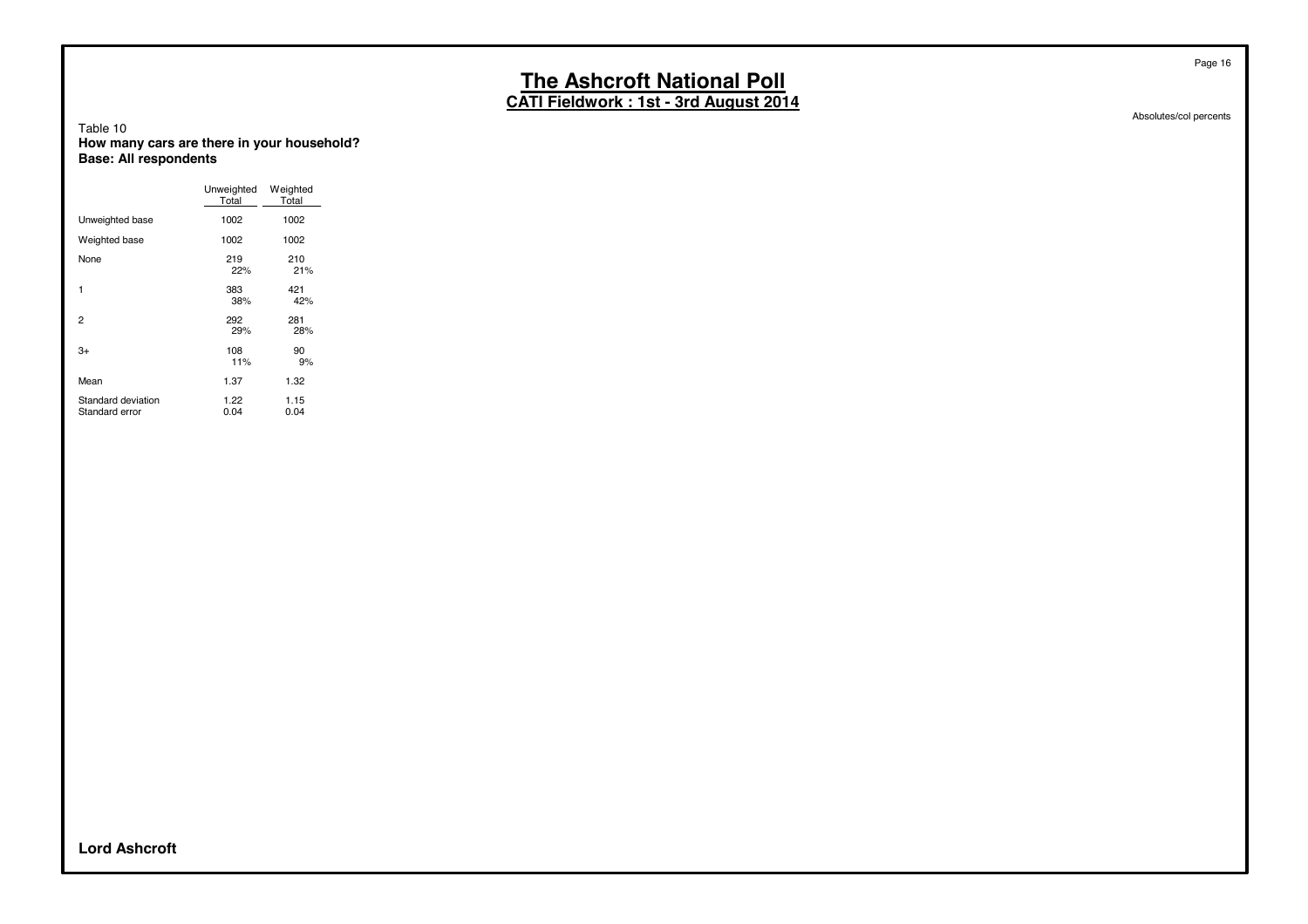# The Ashcroft National Poll

## CATI Fieldwork : 1st - 3rd August 2014

Absolutes/col percents

Table 10
**How many cars are there in your household?**
**Base: All respondents**

| | Unweighted Total | Weighted Total |
|---|---|---|
| Unweighted base | 1002 | 1002 |
| Weighted base | 1002 | 1002 |
| None | 219<br>22% | 210<br>21% |
| 1 | 383<br>38% | 421<br>42% |
| 2 | 292<br>29% | 281<br>28% |
| 3+ | 108<br>11% | 90<br>9% |
| Mean | 1.37 | 1.32 |
| Standard deviation | 1.22 | 1.15 |
| Standard error | 0.04 | 0.04 |

**Lord Ashcroft**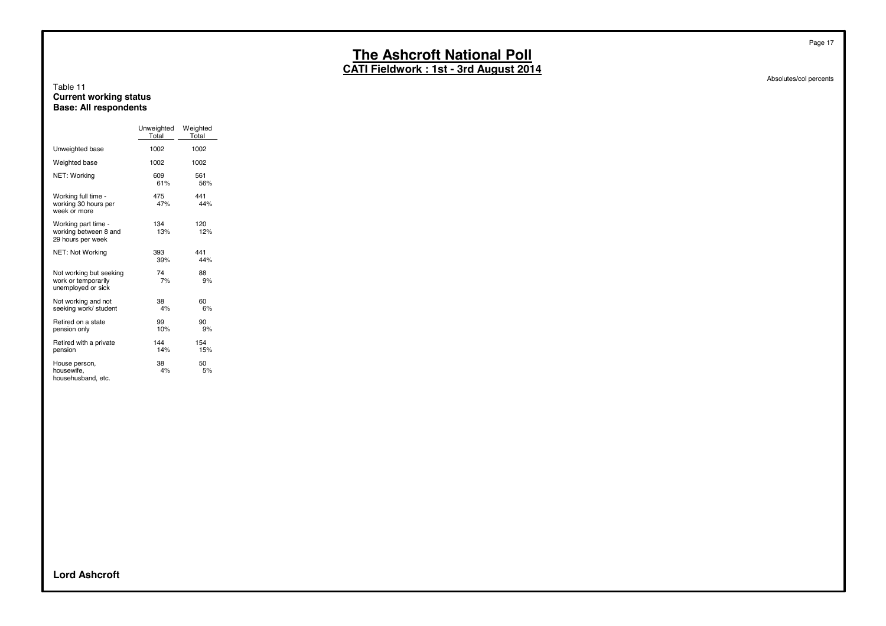Table 11
**Current working status**
**Base: All respondents**

| | Unweighted Total | Weighted Total |
|---|---|---|
| Unweighted base | 1002 | 1002 |
| Weighted base | 1002 | 1002 |
| NET: Working | 609<br>61% | 561<br>56% |
| Working full time - working 30 hours per week or more | 475<br>47% | 441<br>44% |
| Working part time - working between 8 and 29 hours per week | 134<br>13% | 120<br>12% |
| NET: Not Working | 393<br>39% | 441<br>44% |
| Not working but seeking work or temporarily unemployed or sick | 74<br>7% | 88<br>9% |
| Not working and not seeking work/ student | 38<br>4% | 60<br>6% |
| Retired on a state pension only | 99<br>10% | 90<br>9% |
| Retired with a private pension | 144<br>14% | 154<br>15% |
| House person, housewife, househusband, etc. | 38<br>4% | 50<br>5% |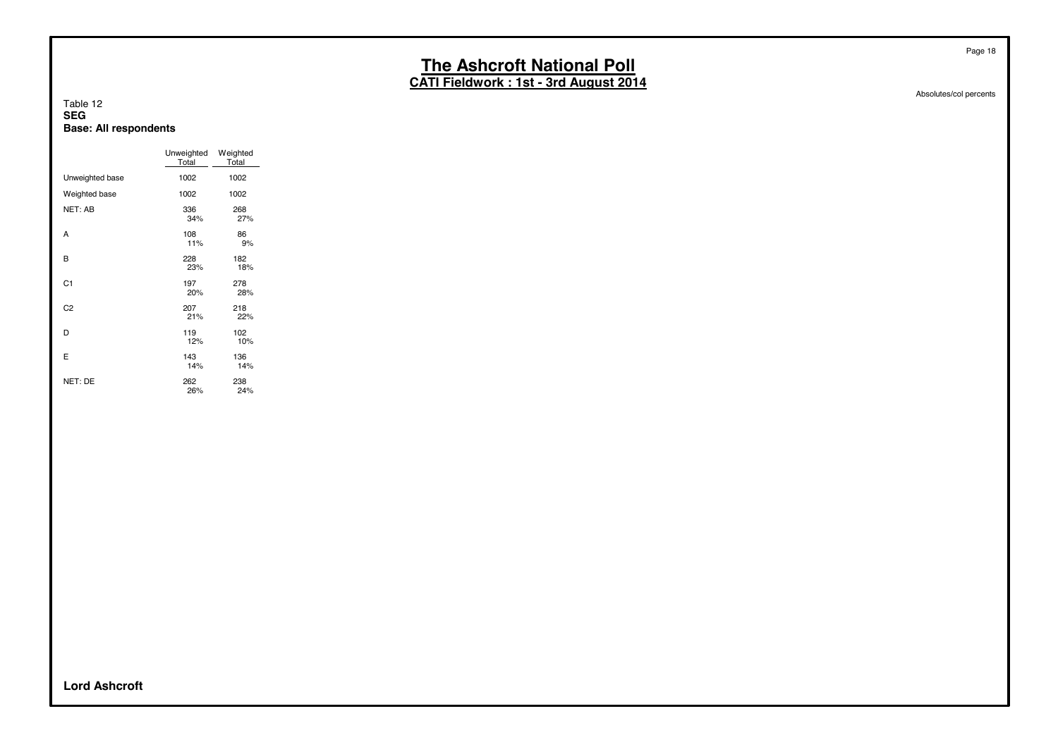Table 12
**SEG**
**Base: All respondents**

| | Unweighted Total | Weighted Total |
|---|---|---|
| Unweighted base | 1002 | 1002 |
| Weighted base | 1002 | 1002 |
| NET: AB | 336<br>34% | 268<br>27% |
| A | 108<br>11% | 86<br>9% |
| B | 228<br>23% | 182<br>18% |
| C1 | 197<br>20% | 278<br>28% |
| C2 | 207<br>21% | 218<br>22% |
| D | 119<br>12% | 102<br>10% |
| E | 143<br>14% | 136<br>14% |
| NET: DE | 262<br>26% | 238<br>24% |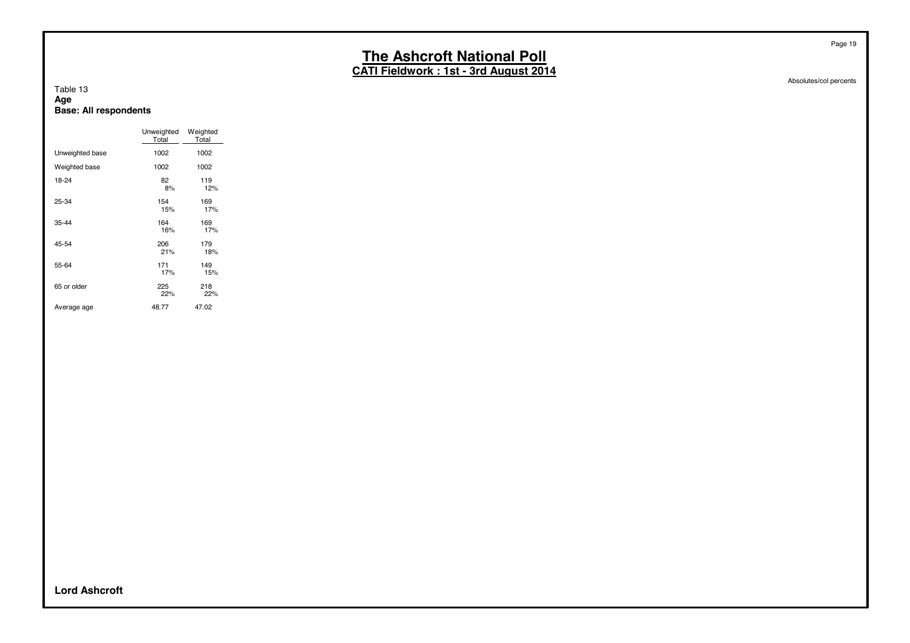# The Ashcroft National Poll

**CATI Fieldwork : 1st - 3rd August 2014**

Absolutes/col percents

Table 13

**Age**

**Base: All respondents**

| | Unweighted Total | Weighted Total |
|---|---|---|
| Unweighted base | 1002 | 1002 |
| Weighted base | 1002 | 1002 |
| 18-24 | 82<br>8% | 119<br>12% |
| 25-34 | 154<br>15% | 169<br>17% |
| 35-44 | 164<br>16% | 169<br>17% |
| 45-54 | 206<br>21% | 179<br>18% |
| 55-64 | 171<br>17% | 149<br>15% |
| 65 or older | 225<br>22% | 218<br>22% |
| Average age | 48.77 | 47.02 |

**Lord Ashcroft**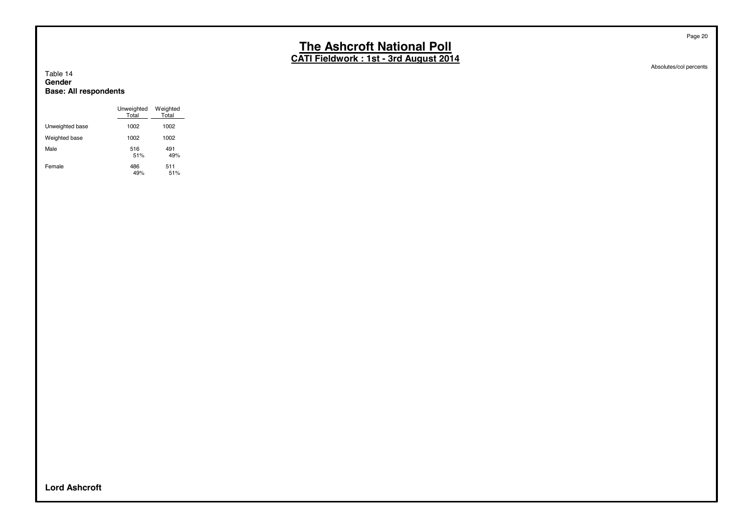Table 14
**Gender**
**Base: All respondents**

| | Unweighted Total | Weighted Total |
|---|---|---|
| Unweighted base | 1002 | 1002 |
| Weighted base | 1002 | 1002 |
| Male | 516 | 491 |
| | 51% | 49% |
| Female | 486 | 511 |
| | 49% | 51% |

Absolutes/col percents

**Lord Ashcroft**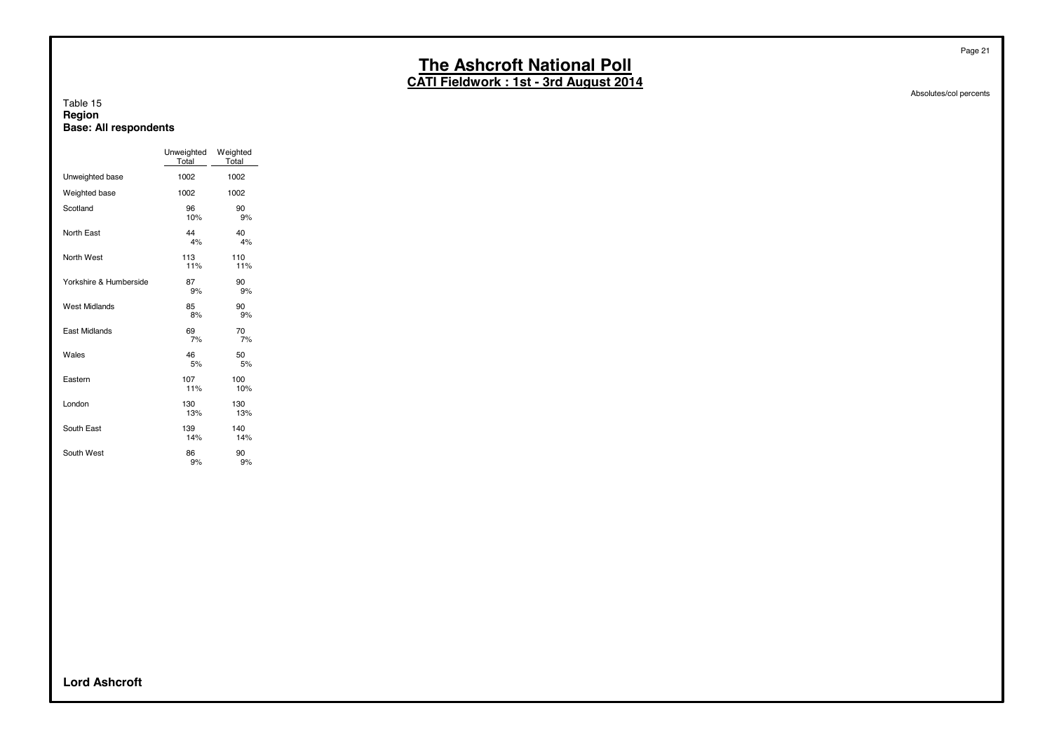# The Ashcroft National Poll

## CATI Fieldwork : 1st - 3rd August 2014

Absolutes/col percents

Table 15
**Region**
**Base: All respondents**

| | Unweighted Total | Weighted Total |
|---|---|---|
| Unweighted base | 1002 | 1002 |
| Weighted base | 1002 | 1002 |
| Scotland | 96<br>10% | 90<br>9% |
| North East | 44<br>4% | 40<br>4% |
| North West | 113<br>11% | 110<br>11% |
| Yorkshire & Humberside | 87<br>9% | 90<br>9% |
| West Midlands | 85<br>8% | 90<br>9% |
| East Midlands | 69<br>7% | 70<br>7% |
| Wales | 46<br>5% | 50<br>5% |
| Eastern | 107<br>11% | 100<br>10% |
| London | 130<br>13% | 130<br>13% |
| South East | 139<br>14% | 140<br>14% |
| South West | 86<br>9% | 90<br>9% |

**Lord Ashcroft**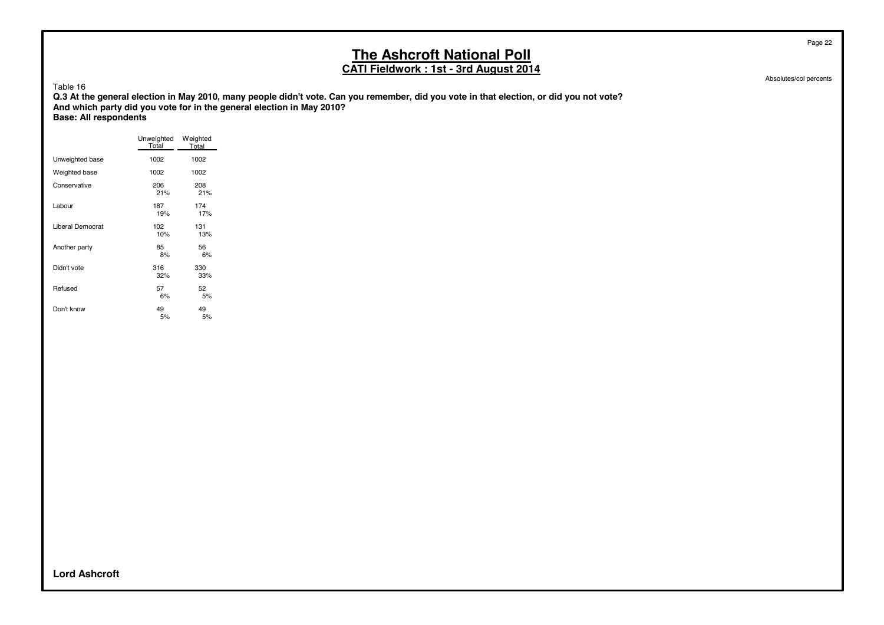# The Ashcroft National Poll

## CATI Fieldwork : 1st - 3rd August 2014

Absolutes/col percents

Table 16

**Q.3 At the general election in May 2010, many people didn't vote. Can you remember, did you vote in that election, or did you not vote?**
**And which party did you vote for in the general election in May 2010?**
**Base: All respondents**

| | Unweighted Total | Weighted Total |
|---|---|---|
| Unweighted base | 1002 | 1002 |
| Weighted base | 1002 | 1002 |
| Conservative | 206<br>21% | 208<br>21% |
| Labour | 187<br>19% | 174<br>17% |
| Liberal Democrat | 102<br>10% | 131<br>13% |
| Another party | 85<br>8% | 56<br>6% |
| Didn't vote | 316<br>32% | 330<br>33% |
| Refused | 57<br>6% | 52<br>5% |
| Don't know | 49<br>5% | 49<br>5% |

**Lord Ashcroft**